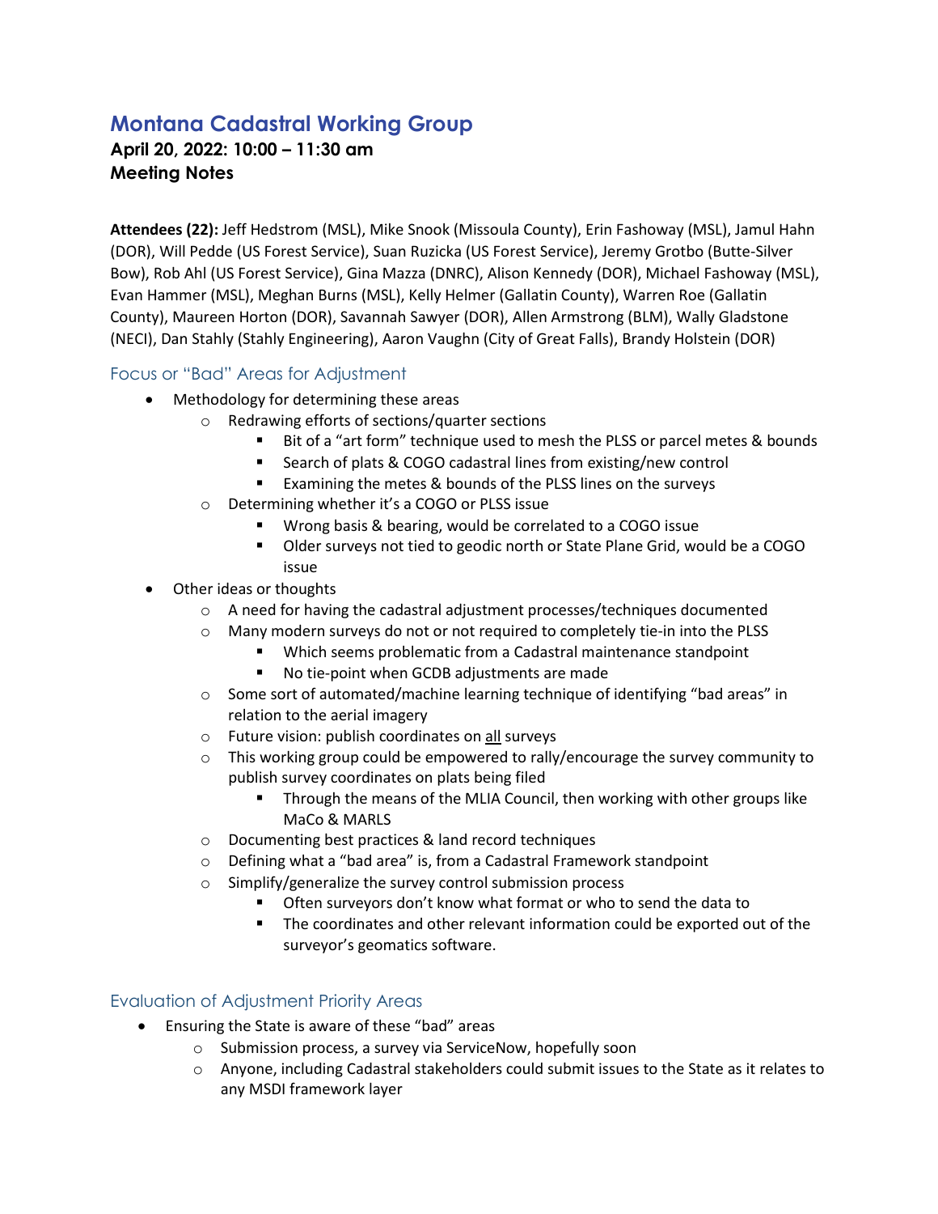# Montana Cadastral Working Group

**April 20, 2022: 10:00 – 11:30 am**
**Meeting Notes**

**Attendees (22):** Jeff Hedstrom (MSL), Mike Snook (Missoula County), Erin Fashoway (MSL), Jamul Hahn (DOR), Will Pedde (US Forest Service), Suan Ruzicka (US Forest Service), Jeremy Grotbo (Butte-Silver Bow), Rob Ahl (US Forest Service), Gina Mazza (DNRC), Alison Kennedy (DOR), Michael Fashoway (MSL), Evan Hammer (MSL), Meghan Burns (MSL), Kelly Helmer (Gallatin County), Warren Roe (Gallatin County), Maureen Horton (DOR), Savannah Sawyer (DOR), Allen Armstrong (BLM), Wally Gladstone (NECI), Dan Stahly (Stahly Engineering), Aaron Vaughn (City of Great Falls), Brandy Holstein (DOR)

## Focus or "Bad" Areas for Adjustment

- Methodology for determining these areas
  - Redrawing efforts of sections/quarter sections
    - Bit of a "art form" technique used to mesh the PLSS or parcel metes & bounds
    - Search of plats & COGO cadastral lines from existing/new control
    - Examining the metes & bounds of the PLSS lines on the surveys
  - Determining whether it's a COGO or PLSS issue
    - Wrong basis & bearing, would be correlated to a COGO issue
    - Older surveys not tied to geodic north or State Plane Grid, would be a COGO issue
- Other ideas or thoughts
  - A need for having the cadastral adjustment processes/techniques documented
  - Many modern surveys do not or not required to completely tie-in into the PLSS
    - Which seems problematic from a Cadastral maintenance standpoint
    - No tie-point when GCDB adjustments are made
  - Some sort of automated/machine learning technique of identifying "bad areas" in relation to the aerial imagery
  - Future vision: publish coordinates on <u>all</u> surveys
  - This working group could be empowered to rally/encourage the survey community to publish survey coordinates on plats being filed
    - Through the means of the MLIA Council, then working with other groups like MaCo & MARLS
  - Documenting best practices & land record techniques
  - Defining what a "bad area" is, from a Cadastral Framework standpoint
  - Simplify/generalize the survey control submission process
    - Often surveyors don't know what format or who to send the data to
    - The coordinates and other relevant information could be exported out of the surveyor's geomatics software.

## Evaluation of Adjustment Priority Areas

- Ensuring the State is aware of these "bad" areas
  - Submission process, a survey via ServiceNow, hopefully soon
  - Anyone, including Cadastral stakeholders could submit issues to the State as it relates to any MSDI framework layer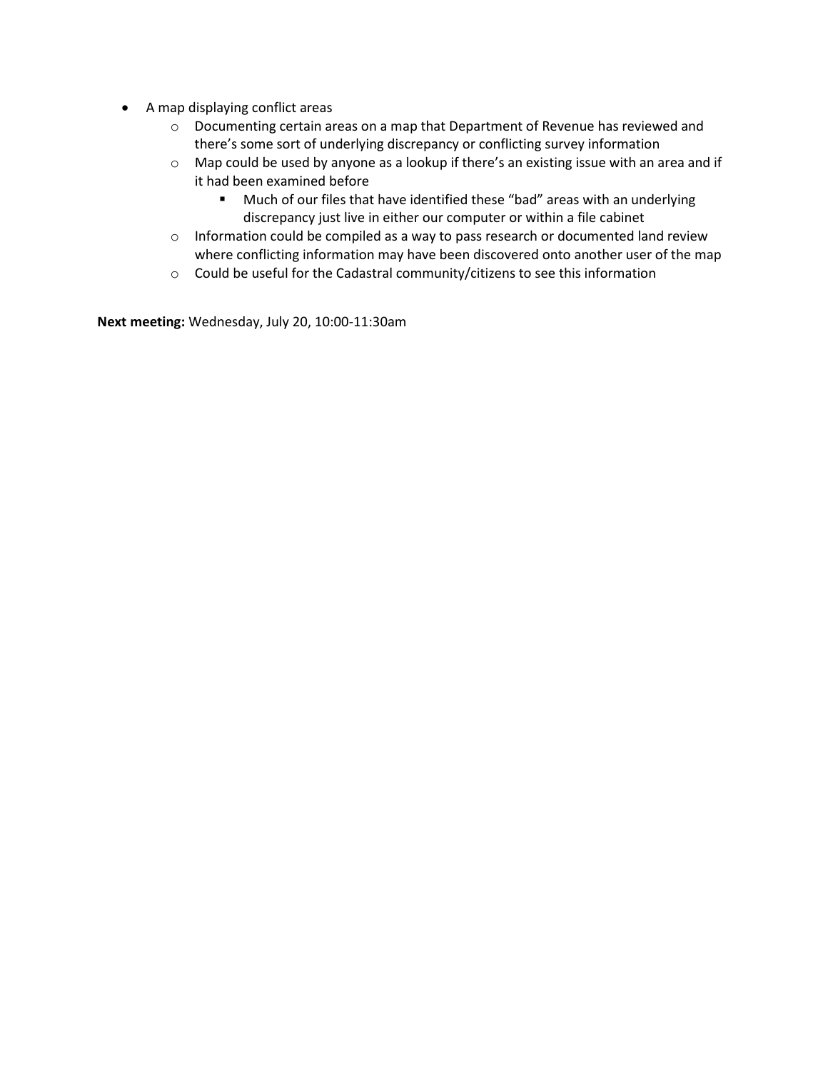- A map displaying conflict areas
  - Documenting certain areas on a map that Department of Revenue has reviewed and there's some sort of underlying discrepancy or conflicting survey information
  - Map could be used by anyone as a lookup if there's an existing issue with an area and if it had been examined before
    - Much of our files that have identified these "bad" areas with an underlying discrepancy just live in either our computer or within a file cabinet
  - Information could be compiled as a way to pass research or documented land review where conflicting information may have been discovered onto another user of the map
  - Could be useful for the Cadastral community/citizens to see this information

**Next meeting:** Wednesday, July 20, 10:00-11:30am